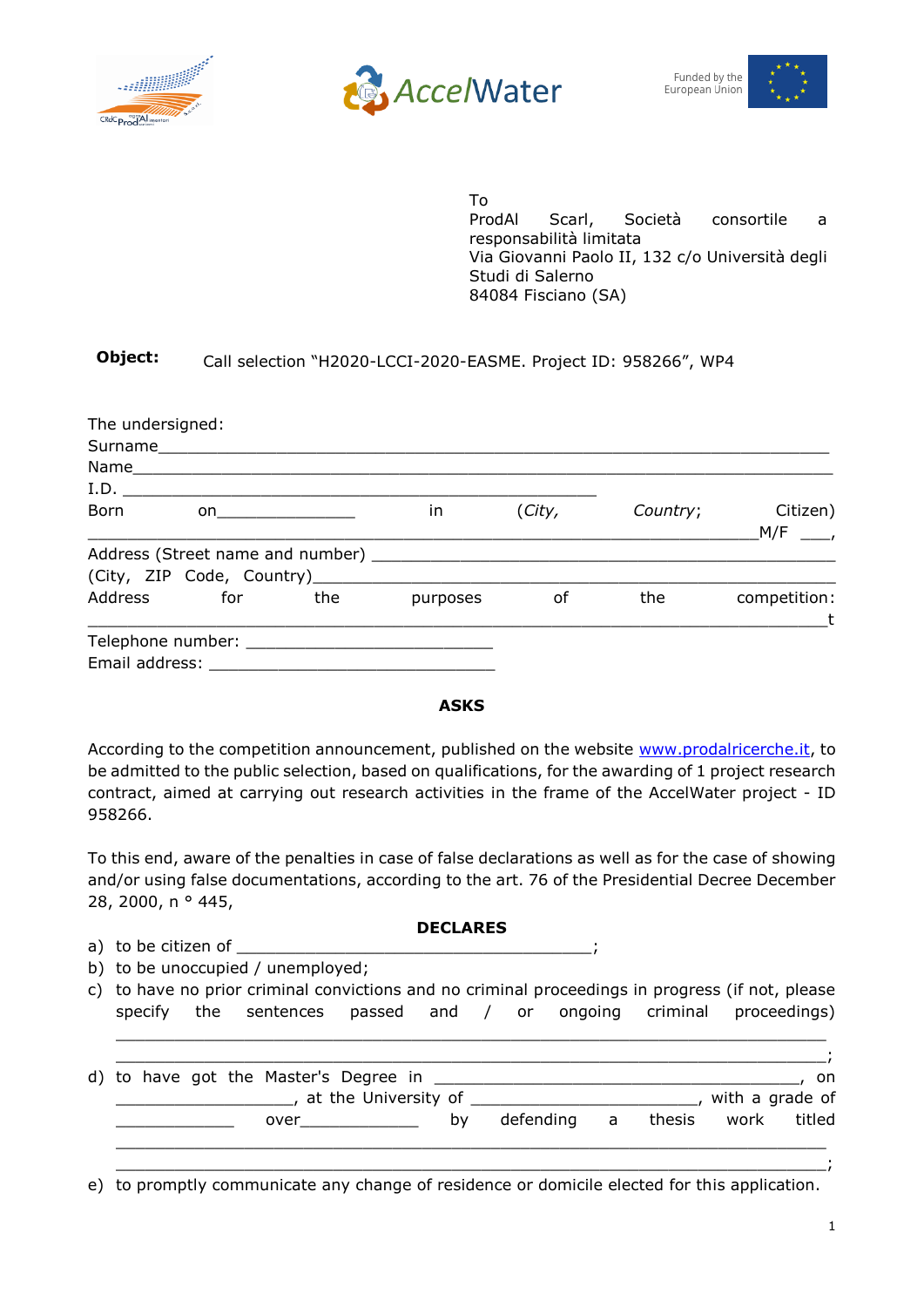AccelWater

Funded by the European Union

To
ProdAl Scarl, Società consortile a responsabilità limitata
Via Giovanni Paolo II, 132 c/o Università degli Studi di Salerno
84084 Fisciano (SA)

**Object:** Call selection “H2020-LCCI-2020-EASME. Project ID: 958266”, WP4

The undersigned:
Surname_______________________________________________________________
Name_________________________________________________________________
I.D. ____________________________________________
Born on_____________ in (*City*, *Country*; Citizen) ______________________________________________________________M/F ___,
Address (Street name and number) ___________________________________________
(City, ZIP Code, Country)______________________________________________
Address for the purposes of the competition: ______________________________________________________________t
Telephone number: ________________________
Email address: ____________________________

**ASKS**

According to the competition announcement, published on the website www.prodalricerche.it, to be admitted to the public selection, based on qualifications, for the awarding of 1 project research contract, aimed at carrying out research activities in the frame of the AccelWater project - ID 958266.

To this end, aware of the penalties in case of false declarations as well as for the case of showing and/or using false documentations, according to the art. 76 of the Presidential Decree December 28, 2000, n ° 445,

**DECLARES**

a) to be citizen of _____________________________________;
b) to be unoccupied / unemployed;
c) to have no prior criminal convictions and no criminal proceedings in progress (if not, please specify the sentences passed and / or ongoing criminal proceedings) ____________________________________________________________________ ____________________________________________________________________;
d) to have got the Master's Degree in _____________________________________, on __________________, at the University of _________________________, with a grade of ____________ over____________ by defending a thesis work titled ____________________________________________________________________ ____________________________________________________________________;
e) to promptly communicate any change of residence or domicile elected for this application.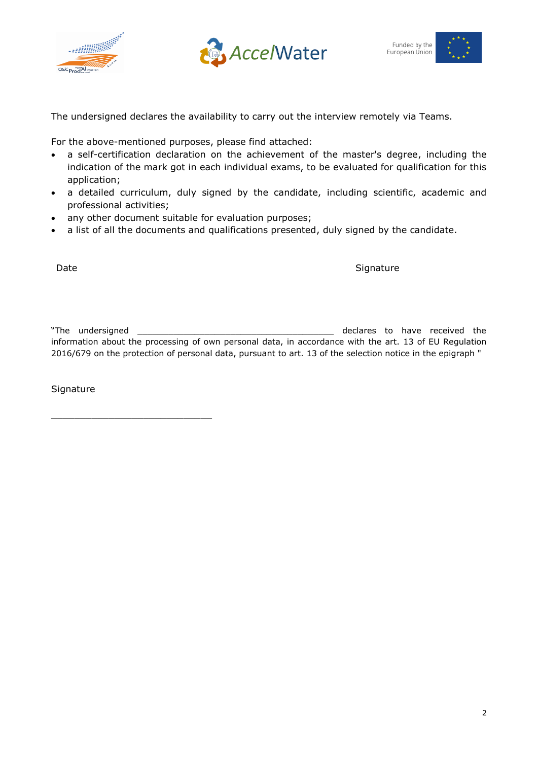The undersigned declares the availability to carry out the interview remotely via Teams.

For the above-mentioned purposes, please find attached:

- a self-certification declaration on the achievement of the master's degree, including the indication of the mark got in each individual exams, to be evaluated for qualification for this application;
- a detailed curriculum, duly signed by the candidate, including scientific, academic and professional activities;
- any other document suitable for evaluation purposes;
- a list of all the documents and qualifications presented, duly signed by the candidate.

Date Signature

"The undersigned ________________________________________ declares to have received the information about the processing of own personal data, in accordance with the art. 13 of EU Regulation 2016/679 on the protection of personal data, pursuant to art. 13 of the selection notice in the epigraph "

Signature

________________________________